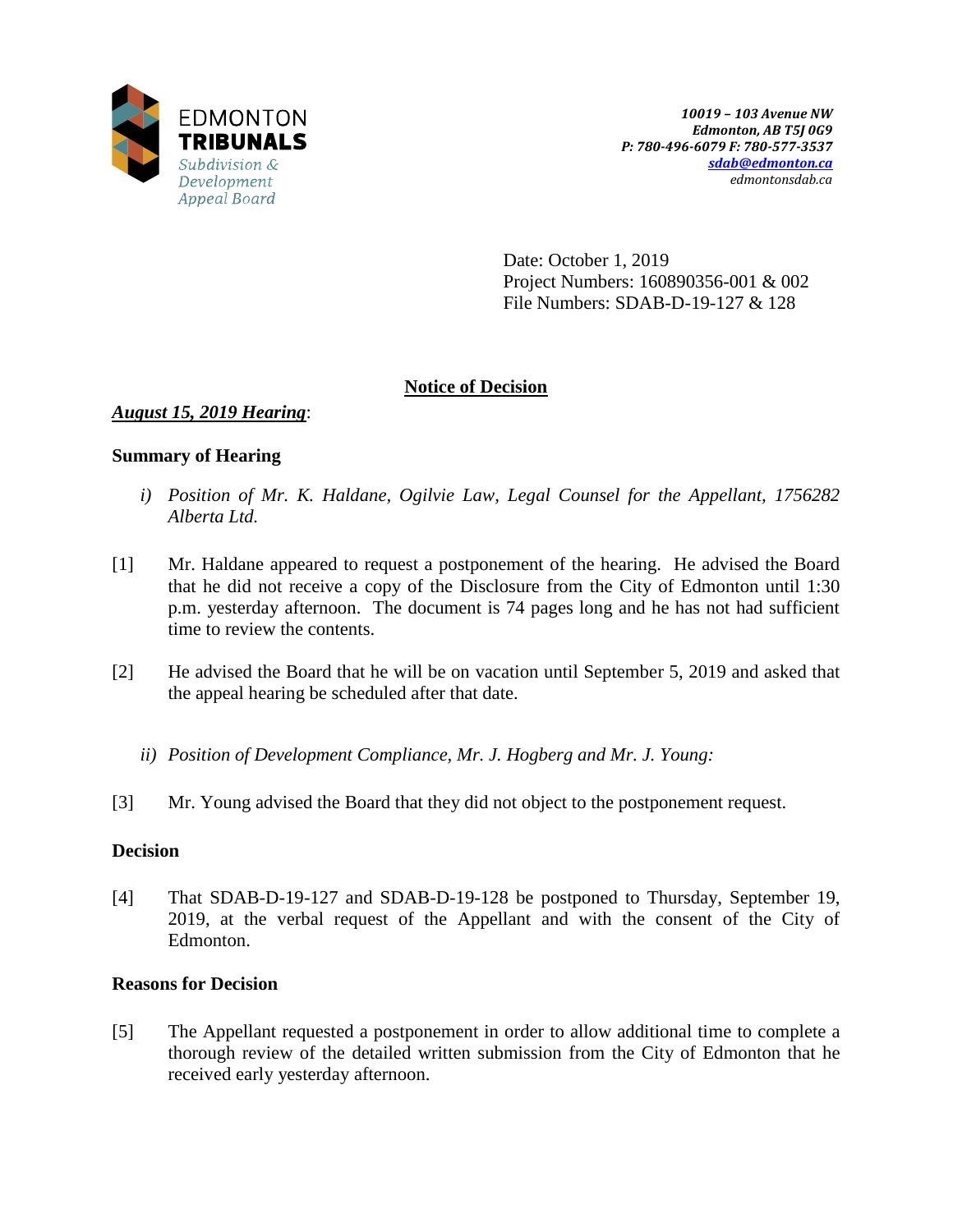EDMONTON **TRIBUNALS**
*Subdivision & Development Appeal Board*

***10019 – 103 Avenue NW***
***Edmonton, AB T5J 0G9***
***P: 780-496-6079 F: 780-577-3537***
***sdab@edmonton.ca***
*edmontonsdab.ca*

Date: October 1, 2019
Project Numbers: 160890356-001 & 002
File Numbers: SDAB-D-19-127 & 128

## Notice of Decision

***August 15, 2019 Hearing***:

### Summary of Hearing

*i) Position of Mr. K. Haldane, Ogilvie Law, Legal Counsel for the Appellant, 1756282 Alberta Ltd.*

[1] Mr. Haldane appeared to request a postponement of the hearing. He advised the Board that he did not receive a copy of the Disclosure from the City of Edmonton until 1:30 p.m. yesterday afternoon. The document is 74 pages long and he has not had sufficient time to review the contents.

[2] He advised the Board that he will be on vacation until September 5, 2019 and asked that the appeal hearing be scheduled after that date.

*ii) Position of Development Compliance, Mr. J. Hogberg and Mr. J. Young:*

[3] Mr. Young advised the Board that they did not object to the postponement request.

### Decision

[4] That SDAB-D-19-127 and SDAB-D-19-128 be postponed to Thursday, September 19, 2019, at the verbal request of the Appellant and with the consent of the City of Edmonton.

### Reasons for Decision

[5] The Appellant requested a postponement in order to allow additional time to complete a thorough review of the detailed written submission from the City of Edmonton that he received early yesterday afternoon.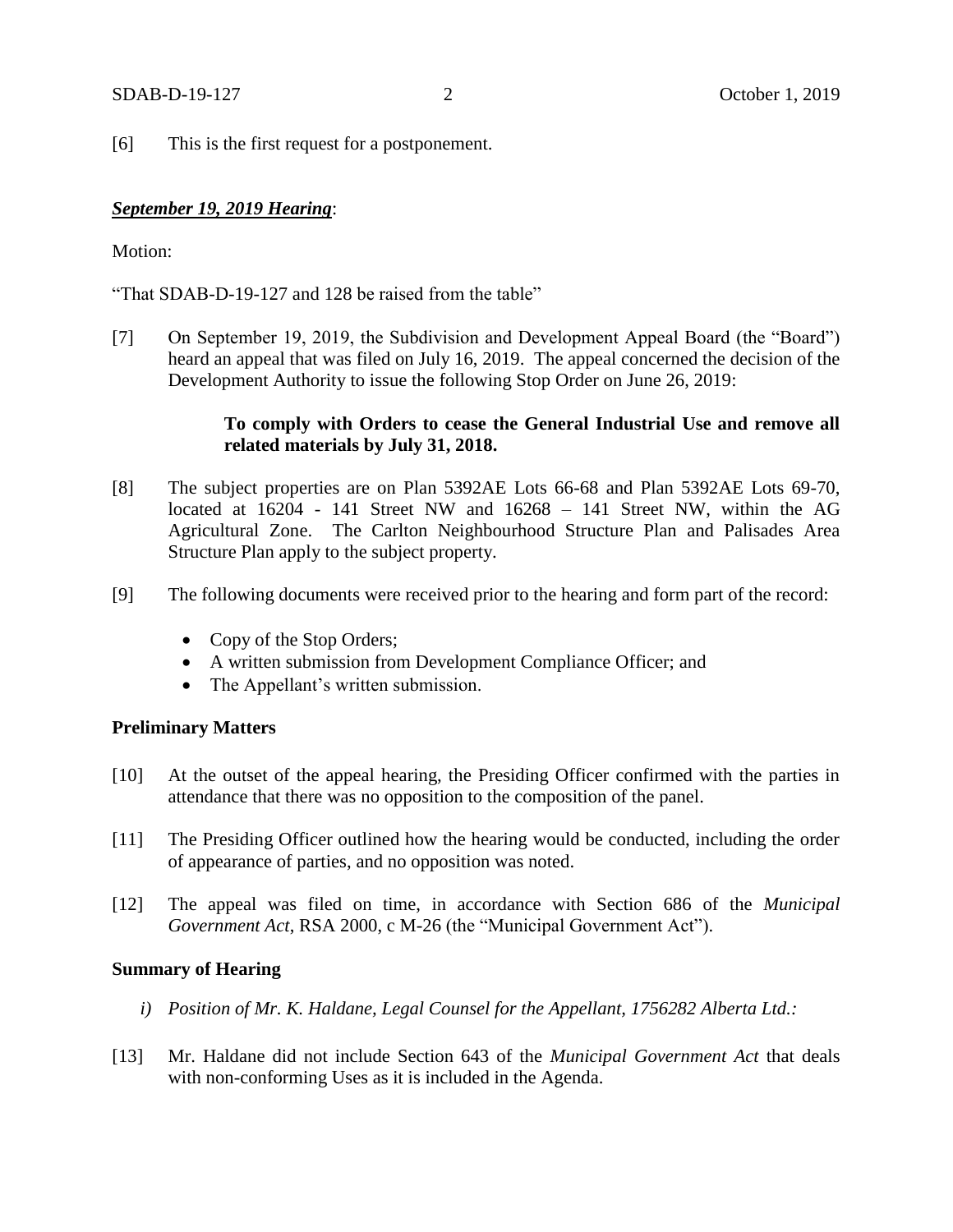[6] This is the first request for a postponement.

***September 19, 2019 Hearing***:

Motion:

"That SDAB-D-19-127 and 128 be raised from the table"

[7] On September 19, 2019, the Subdivision and Development Appeal Board (the "Board") heard an appeal that was filed on July 16, 2019. The appeal concerned the decision of the Development Authority to issue the following Stop Order on June 26, 2019:

> **To comply with Orders to cease the General Industrial Use and remove all related materials by July 31, 2018.**

[8] The subject properties are on Plan 5392AE Lots 66-68 and Plan 5392AE Lots 69-70, located at 16204 - 141 Street NW and 16268 – 141 Street NW, within the AG Agricultural Zone. The Carlton Neighbourhood Structure Plan and Palisades Area Structure Plan apply to the subject property.

[9] The following documents were received prior to the hearing and form part of the record:

- Copy of the Stop Orders;
- A written submission from Development Compliance Officer; and
- The Appellant's written submission.

**Preliminary Matters**

[10] At the outset of the appeal hearing, the Presiding Officer confirmed with the parties in attendance that there was no opposition to the composition of the panel.

[11] The Presiding Officer outlined how the hearing would be conducted, including the order of appearance of parties, and no opposition was noted.

[12] The appeal was filed on time, in accordance with Section 686 of the *Municipal Government Act*, RSA 2000, c M-26 (the "Municipal Government Act").

**Summary of Hearing**

*i) Position of Mr. K. Haldane, Legal Counsel for the Appellant, 1756282 Alberta Ltd.:*

[13] Mr. Haldane did not include Section 643 of the *Municipal Government Act* that deals with non-conforming Uses as it is included in the Agenda.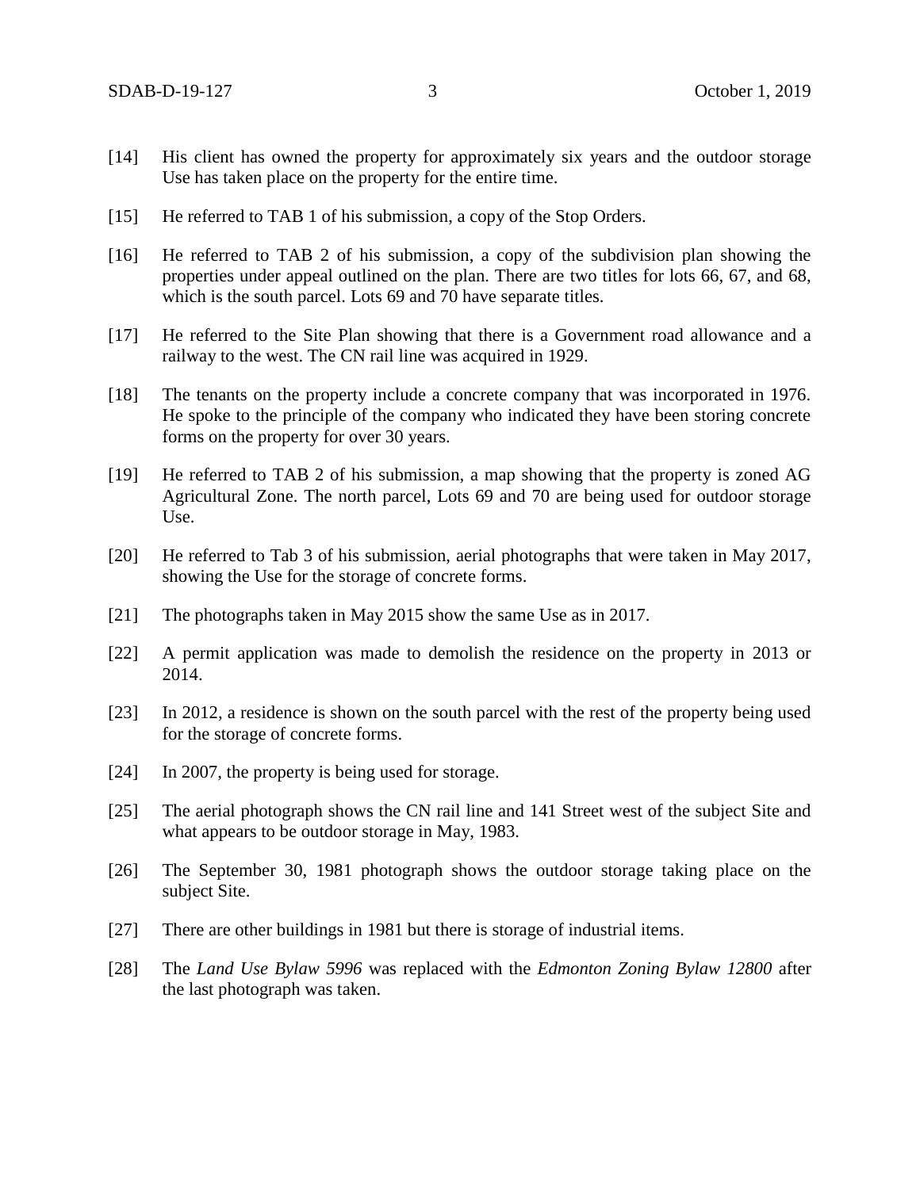[14] His client has owned the property for approximately six years and the outdoor storage Use has taken place on the property for the entire time.

[15] He referred to TAB 1 of his submission, a copy of the Stop Orders.

[16] He referred to TAB 2 of his submission, a copy of the subdivision plan showing the properties under appeal outlined on the plan. There are two titles for lots 66, 67, and 68, which is the south parcel. Lots 69 and 70 have separate titles.

[17] He referred to the Site Plan showing that there is a Government road allowance and a railway to the west. The CN rail line was acquired in 1929.

[18] The tenants on the property include a concrete company that was incorporated in 1976. He spoke to the principle of the company who indicated they have been storing concrete forms on the property for over 30 years.

[19] He referred to TAB 2 of his submission, a map showing that the property is zoned AG Agricultural Zone. The north parcel, Lots 69 and 70 are being used for outdoor storage Use.

[20] He referred to Tab 3 of his submission, aerial photographs that were taken in May 2017, showing the Use for the storage of concrete forms.

[21] The photographs taken in May 2015 show the same Use as in 2017.

[22] A permit application was made to demolish the residence on the property in 2013 or 2014.

[23] In 2012, a residence is shown on the south parcel with the rest of the property being used for the storage of concrete forms.

[24] In 2007, the property is being used for storage.

[25] The aerial photograph shows the CN rail line and 141 Street west of the subject Site and what appears to be outdoor storage in May, 1983.

[26] The September 30, 1981 photograph shows the outdoor storage taking place on the subject Site.

[27] There are other buildings in 1981 but there is storage of industrial items.

[28] The *Land Use Bylaw 5996* was replaced with the *Edmonton Zoning Bylaw 12800* after the last photograph was taken.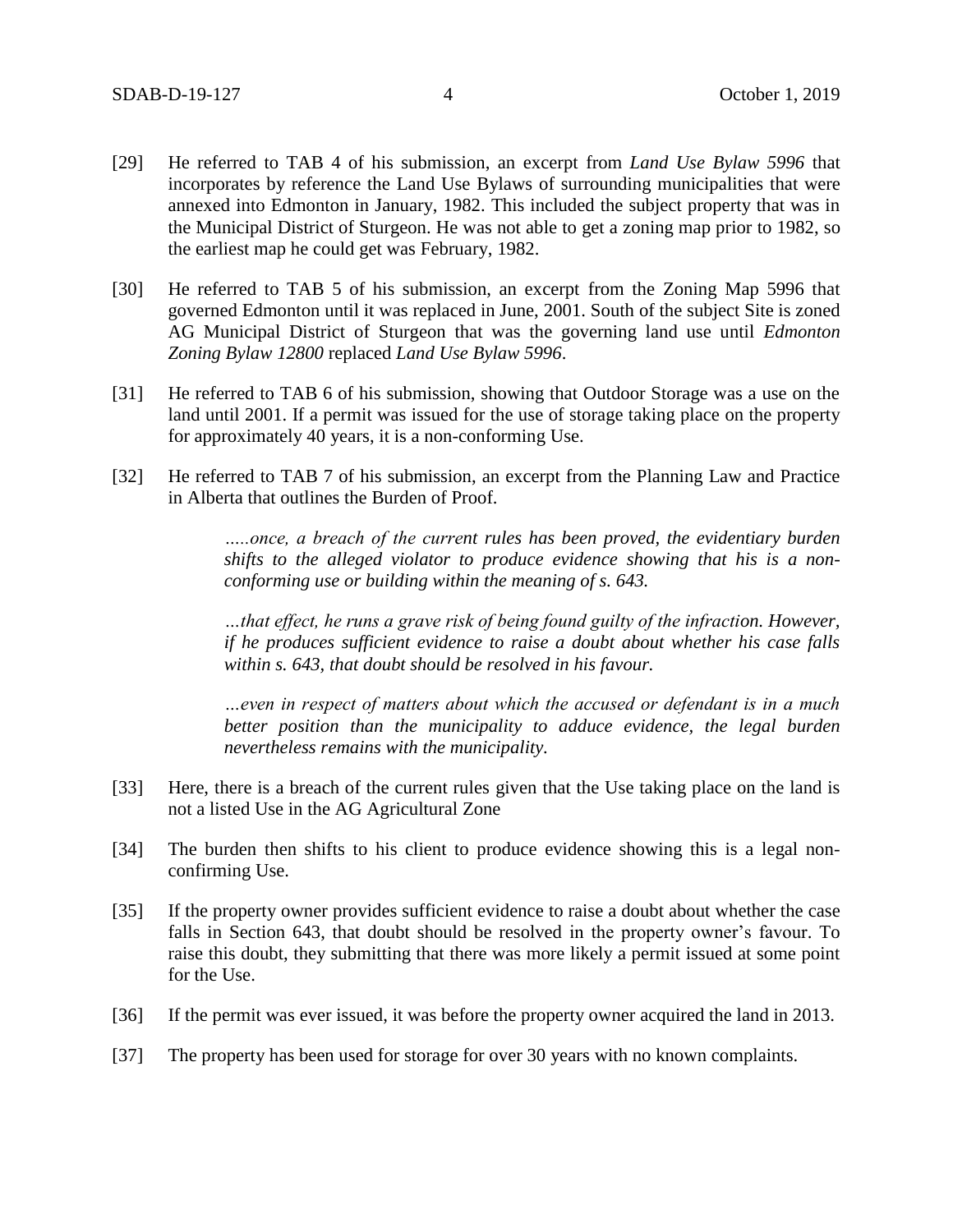[29] He referred to TAB 4 of his submission, an excerpt from *Land Use Bylaw 5996* that incorporates by reference the Land Use Bylaws of surrounding municipalities that were annexed into Edmonton in January, 1982. This included the subject property that was in the Municipal District of Sturgeon. He was not able to get a zoning map prior to 1982, so the earliest map he could get was February, 1982.

[30] He referred to TAB 5 of his submission, an excerpt from the Zoning Map 5996 that governed Edmonton until it was replaced in June, 2001. South of the subject Site is zoned AG Municipal District of Sturgeon that was the governing land use until *Edmonton Zoning Bylaw 12800* replaced *Land Use Bylaw 5996*.

[31] He referred to TAB 6 of his submission, showing that Outdoor Storage was a use on the land until 2001. If a permit was issued for the use of storage taking place on the property for approximately 40 years, it is a non-conforming Use.

[32] He referred to TAB 7 of his submission, an excerpt from the Planning Law and Practice in Alberta that outlines the Burden of Proof.

> *…..once, a breach of the current rules has been proved, the evidentiary burden shifts to the alleged violator to produce evidence showing that his is a non-conforming use or building within the meaning of s. 643.*
>
> *…that effect, he runs a grave risk of being found guilty of the infraction. However, if he produces sufficient evidence to raise a doubt about whether his case falls within s. 643, that doubt should be resolved in his favour.*
>
> *…even in respect of matters about which the accused or defendant is in a much better position than the municipality to adduce evidence, the legal burden nevertheless remains with the municipality.*

[33] Here, there is a breach of the current rules given that the Use taking place on the land is not a listed Use in the AG Agricultural Zone

[34] The burden then shifts to his client to produce evidence showing this is a legal non-confirming Use.

[35] If the property owner provides sufficient evidence to raise a doubt about whether the case falls in Section 643, that doubt should be resolved in the property owner's favour. To raise this doubt, they submitting that there was more likely a permit issued at some point for the Use.

[36] If the permit was ever issued, it was before the property owner acquired the land in 2013.

[37] The property has been used for storage for over 30 years with no known complaints.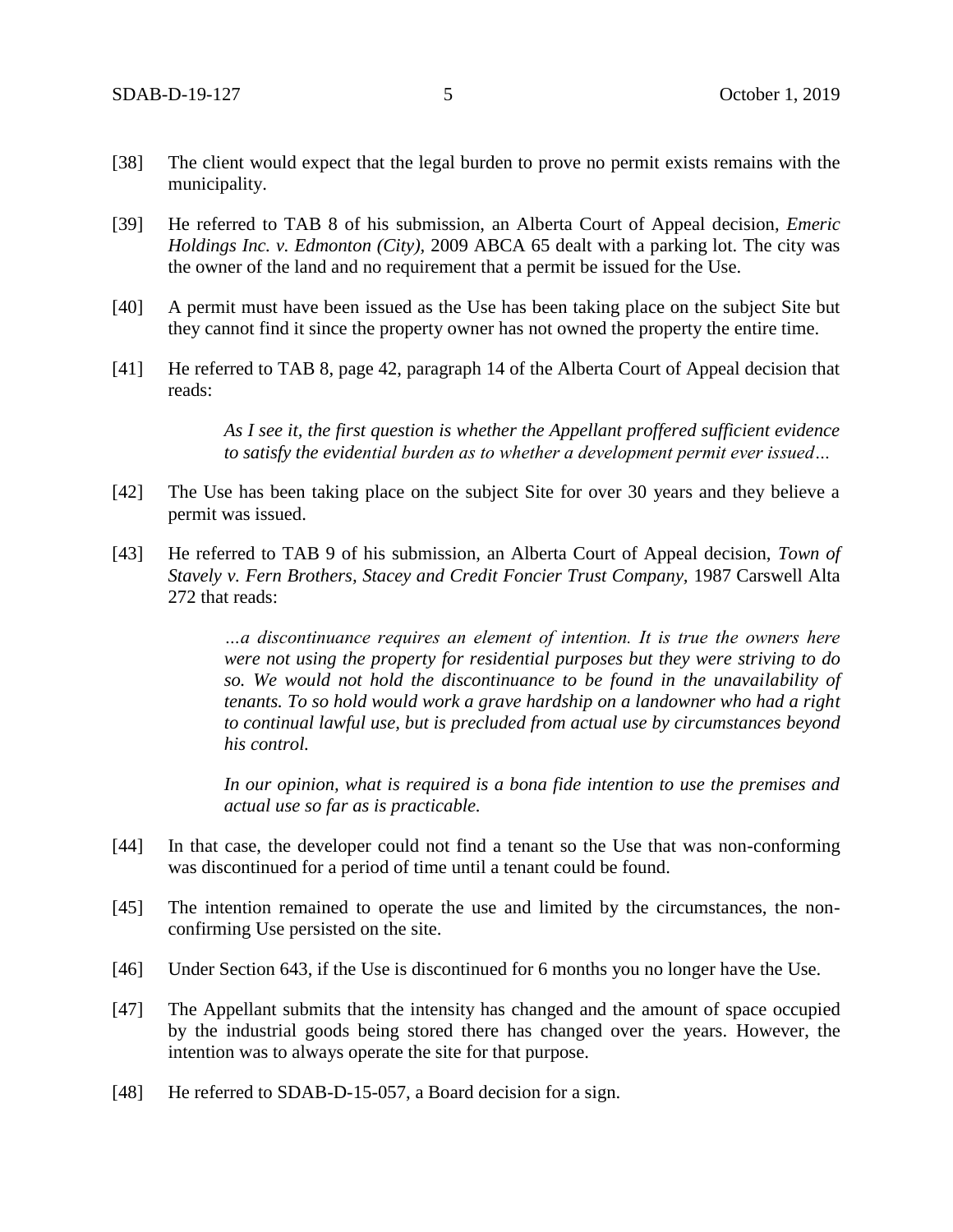[38] The client would expect that the legal burden to prove no permit exists remains with the municipality.

[39] He referred to TAB 8 of his submission, an Alberta Court of Appeal decision, *Emeric Holdings Inc. v. Edmonton (City)*, 2009 ABCA 65 dealt with a parking lot. The city was the owner of the land and no requirement that a permit be issued for the Use.

[40] A permit must have been issued as the Use has been taking place on the subject Site but they cannot find it since the property owner has not owned the property the entire time.

[41] He referred to TAB 8, page 42, paragraph 14 of the Alberta Court of Appeal decision that reads:

> *As I see it, the first question is whether the Appellant proffered sufficient evidence to satisfy the evidential burden as to whether a development permit ever issued…*

[42] The Use has been taking place on the subject Site for over 30 years and they believe a permit was issued.

[43] He referred to TAB 9 of his submission, an Alberta Court of Appeal decision, *Town of Stavely v. Fern Brothers, Stacey and Credit Foncier Trust Company*, 1987 Carswell Alta 272 that reads:

> *…a discontinuance requires an element of intention. It is true the owners here were not using the property for residential purposes but they were striving to do so. We would not hold the discontinuance to be found in the unavailability of tenants. To so hold would work a grave hardship on a landowner who had a right to continual lawful use, but is precluded from actual use by circumstances beyond his control.*
>
> *In our opinion, what is required is a bona fide intention to use the premises and actual use so far as is practicable.*

[44] In that case, the developer could not find a tenant so the Use that was non-conforming was discontinued for a period of time until a tenant could be found.

[45] The intention remained to operate the use and limited by the circumstances, the non-confirming Use persisted on the site.

[46] Under Section 643, if the Use is discontinued for 6 months you no longer have the Use.

[47] The Appellant submits that the intensity has changed and the amount of space occupied by the industrial goods being stored there has changed over the years. However, the intention was to always operate the site for that purpose.

[48] He referred to SDAB-D-15-057, a Board decision for a sign.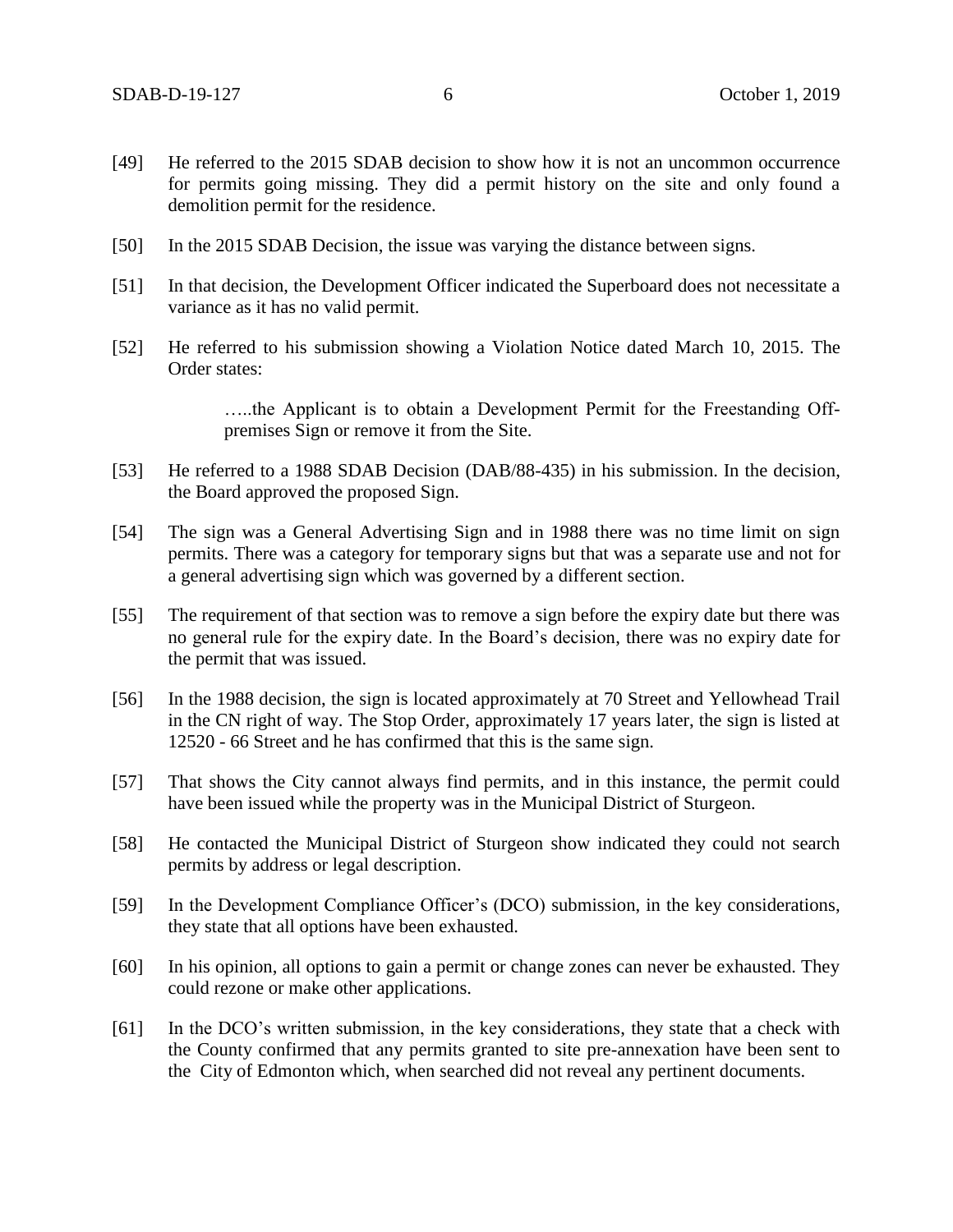[49] He referred to the 2015 SDAB decision to show how it is not an uncommon occurrence for permits going missing. They did a permit history on the site and only found a demolition permit for the residence.

[50] In the 2015 SDAB Decision, the issue was varying the distance between signs.

[51] In that decision, the Development Officer indicated the Superboard does not necessitate a variance as it has no valid permit.

[52] He referred to his submission showing a Violation Notice dated March 10, 2015. The Order states:

> …..the Applicant is to obtain a Development Permit for the Freestanding Off-premises Sign or remove it from the Site.

[53] He referred to a 1988 SDAB Decision (DAB/88-435) in his submission. In the decision, the Board approved the proposed Sign.

[54] The sign was a General Advertising Sign and in 1988 there was no time limit on sign permits. There was a category for temporary signs but that was a separate use and not for a general advertising sign which was governed by a different section.

[55] The requirement of that section was to remove a sign before the expiry date but there was no general rule for the expiry date. In the Board's decision, there was no expiry date for the permit that was issued.

[56] In the 1988 decision, the sign is located approximately at 70 Street and Yellowhead Trail in the CN right of way. The Stop Order, approximately 17 years later, the sign is listed at 12520 - 66 Street and he has confirmed that this is the same sign.

[57] That shows the City cannot always find permits, and in this instance, the permit could have been issued while the property was in the Municipal District of Sturgeon.

[58] He contacted the Municipal District of Sturgeon show indicated they could not search permits by address or legal description.

[59] In the Development Compliance Officer's (DCO) submission, in the key considerations, they state that all options have been exhausted.

[60] In his opinion, all options to gain a permit or change zones can never be exhausted. They could rezone or make other applications.

[61] In the DCO's written submission, in the key considerations, they state that a check with the County confirmed that any permits granted to site pre-annexation have been sent to the City of Edmonton which, when searched did not reveal any pertinent documents.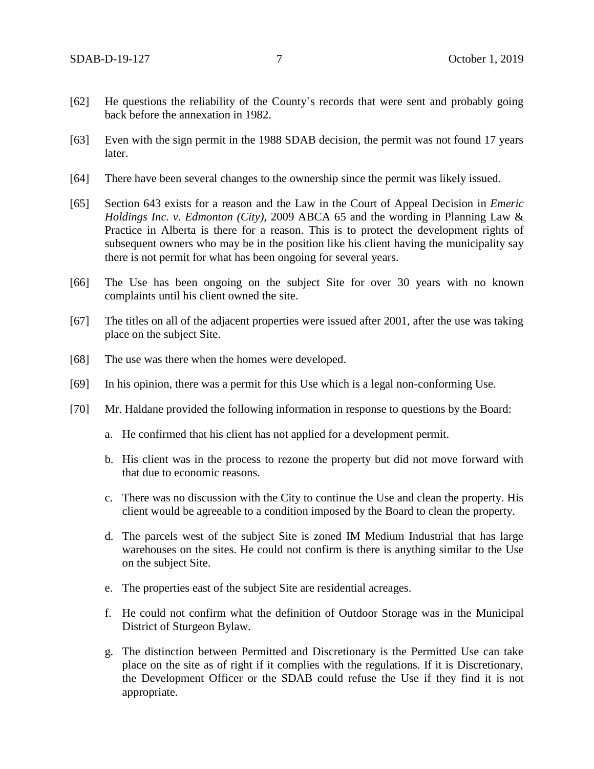[62] He questions the reliability of the County's records that were sent and probably going back before the annexation in 1982.

[63] Even with the sign permit in the 1988 SDAB decision, the permit was not found 17 years later.

[64] There have been several changes to the ownership since the permit was likely issued.

[65] Section 643 exists for a reason and the Law in the Court of Appeal Decision in *Emeric Holdings Inc. v. Edmonton (City),* 2009 ABCA 65 and the wording in Planning Law & Practice in Alberta is there for a reason. This is to protect the development rights of subsequent owners who may be in the position like his client having the municipality say there is not permit for what has been ongoing for several years.

[66] The Use has been ongoing on the subject Site for over 30 years with no known complaints until his client owned the site.

[67] The titles on all of the adjacent properties were issued after 2001, after the use was taking place on the subject Site.

[68] The use was there when the homes were developed.

[69] In his opinion, there was a permit for this Use which is a legal non-conforming Use.

[70] Mr. Haldane provided the following information in response to questions by the Board:

a. He confirmed that his client has not applied for a development permit.

b. His client was in the process to rezone the property but did not move forward with that due to economic reasons.

c. There was no discussion with the City to continue the Use and clean the property. His client would be agreeable to a condition imposed by the Board to clean the property.

d. The parcels west of the subject Site is zoned IM Medium Industrial that has large warehouses on the sites. He could not confirm is there is anything similar to the Use on the subject Site.

e. The properties east of the subject Site are residential acreages.

f. He could not confirm what the definition of Outdoor Storage was in the Municipal District of Sturgeon Bylaw.

g. The distinction between Permitted and Discretionary is the Permitted Use can take place on the site as of right if it complies with the regulations. If it is Discretionary, the Development Officer or the SDAB could refuse the Use if they find it is not appropriate.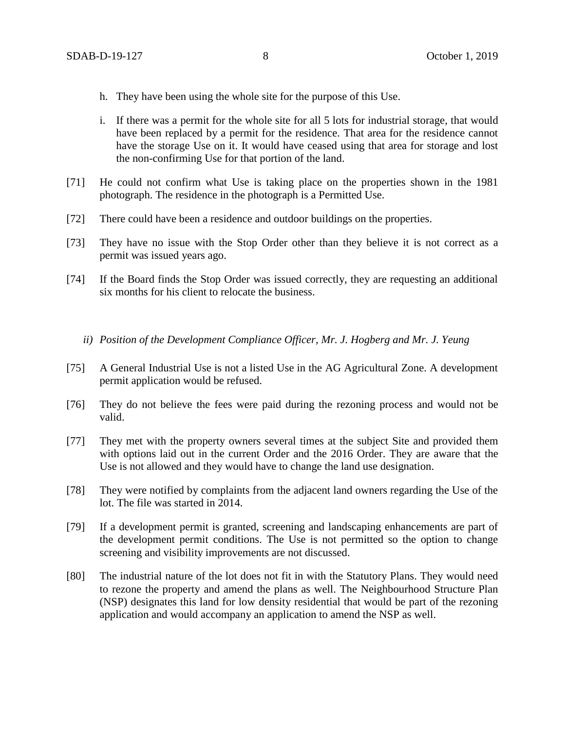h. They have been using the whole site for the purpose of this Use.

i. If there was a permit for the whole site for all 5 lots for industrial storage, that would have been replaced by a permit for the residence. That area for the residence cannot have the storage Use on it. It would have ceased using that area for storage and lost the non-confirming Use for that portion of the land.

[71] He could not confirm what Use is taking place on the properties shown in the 1981 photograph. The residence in the photograph is a Permitted Use.

[72] There could have been a residence and outdoor buildings on the properties.

[73] They have no issue with the Stop Order other than they believe it is not correct as a permit was issued years ago.

[74] If the Board finds the Stop Order was issued correctly, they are requesting an additional six months for his client to relocate the business.

*ii) Position of the Development Compliance Officer, Mr. J. Hogberg and Mr. J. Yeung*

[75] A General Industrial Use is not a listed Use in the AG Agricultural Zone. A development permit application would be refused.

[76] They do not believe the fees were paid during the rezoning process and would not be valid.

[77] They met with the property owners several times at the subject Site and provided them with options laid out in the current Order and the 2016 Order. They are aware that the Use is not allowed and they would have to change the land use designation.

[78] They were notified by complaints from the adjacent land owners regarding the Use of the lot. The file was started in 2014.

[79] If a development permit is granted, screening and landscaping enhancements are part of the development permit conditions. The Use is not permitted so the option to change screening and visibility improvements are not discussed.

[80] The industrial nature of the lot does not fit in with the Statutory Plans. They would need to rezone the property and amend the plans as well. The Neighbourhood Structure Plan (NSP) designates this land for low density residential that would be part of the rezoning application and would accompany an application to amend the NSP as well.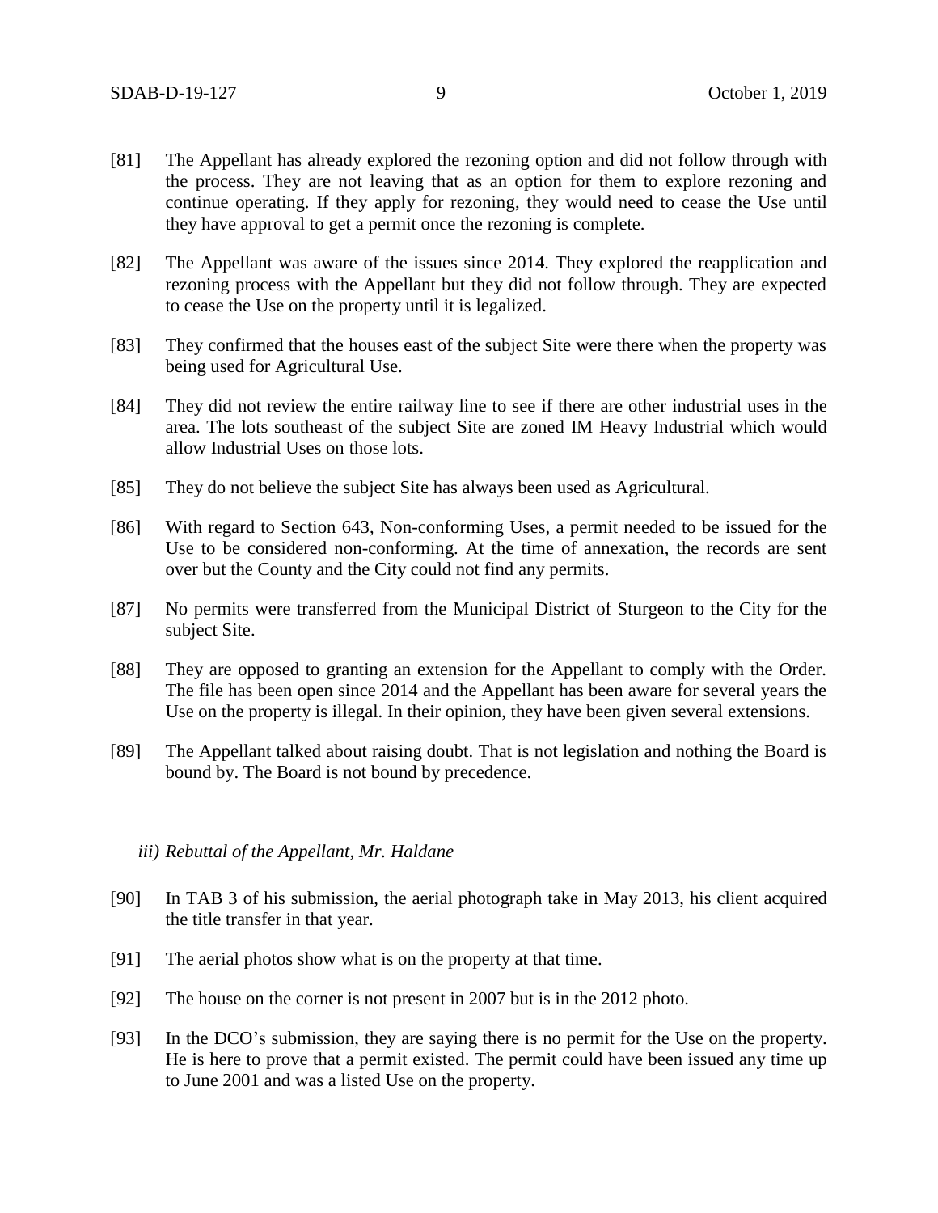[81] The Appellant has already explored the rezoning option and did not follow through with the process. They are not leaving that as an option for them to explore rezoning and continue operating. If they apply for rezoning, they would need to cease the Use until they have approval to get a permit once the rezoning is complete.

[82] The Appellant was aware of the issues since 2014. They explored the reapplication and rezoning process with the Appellant but they did not follow through. They are expected to cease the Use on the property until it is legalized.

[83] They confirmed that the houses east of the subject Site were there when the property was being used for Agricultural Use.

[84] They did not review the entire railway line to see if there are other industrial uses in the area. The lots southeast of the subject Site are zoned IM Heavy Industrial which would allow Industrial Uses on those lots.

[85] They do not believe the subject Site has always been used as Agricultural.

[86] With regard to Section 643, Non-conforming Uses, a permit needed to be issued for the Use to be considered non-conforming. At the time of annexation, the records are sent over but the County and the City could not find any permits.

[87] No permits were transferred from the Municipal District of Sturgeon to the City for the subject Site.

[88] They are opposed to granting an extension for the Appellant to comply with the Order. The file has been open since 2014 and the Appellant has been aware for several years the Use on the property is illegal. In their opinion, they have been given several extensions.

[89] The Appellant talked about raising doubt. That is not legislation and nothing the Board is bound by. The Board is not bound by precedence.

*iii) Rebuttal of the Appellant, Mr. Haldane*

[90] In TAB 3 of his submission, the aerial photograph take in May 2013, his client acquired the title transfer in that year.

[91] The aerial photos show what is on the property at that time.

[92] The house on the corner is not present in 2007 but is in the 2012 photo.

[93] In the DCO's submission, they are saying there is no permit for the Use on the property. He is here to prove that a permit existed. The permit could have been issued any time up to June 2001 and was a listed Use on the property.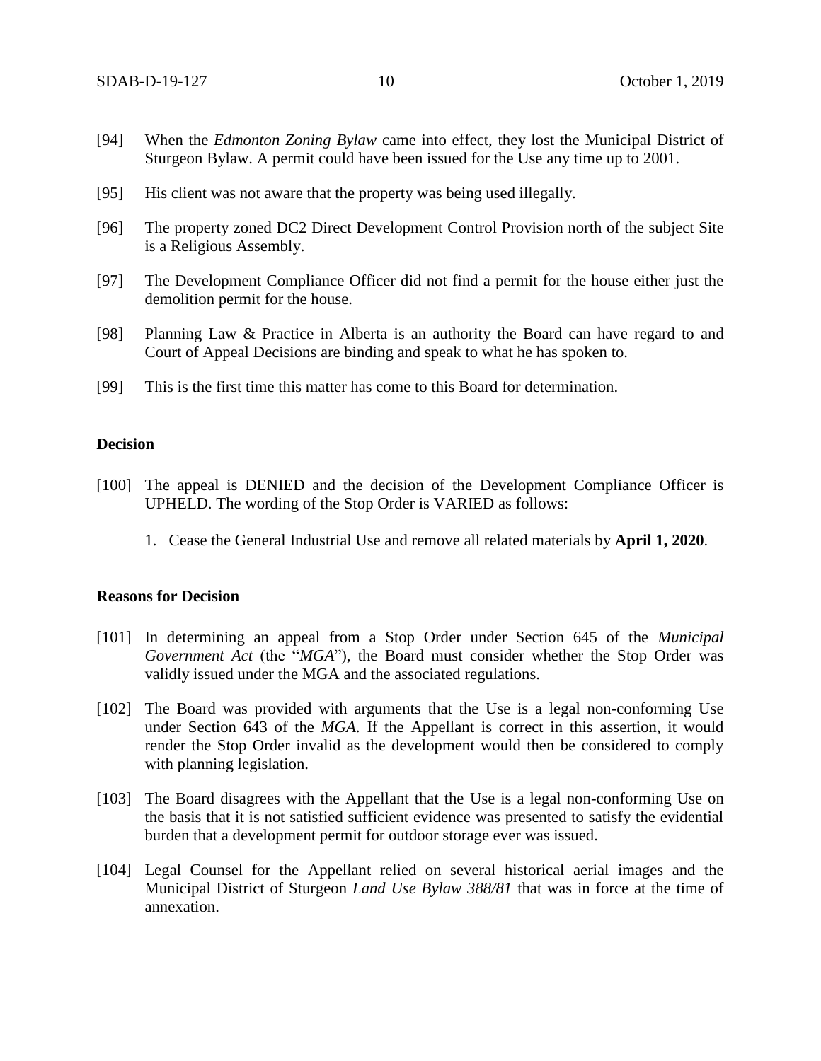[94] When the *Edmonton Zoning Bylaw* came into effect, they lost the Municipal District of Sturgeon Bylaw. A permit could have been issued for the Use any time up to 2001.

[95] His client was not aware that the property was being used illegally.

[96] The property zoned DC2 Direct Development Control Provision north of the subject Site is a Religious Assembly.

[97] The Development Compliance Officer did not find a permit for the house either just the demolition permit for the house.

[98] Planning Law & Practice in Alberta is an authority the Board can have regard to and Court of Appeal Decisions are binding and speak to what he has spoken to.

[99] This is the first time this matter has come to this Board for determination.

**Decision**

[100] The appeal is DENIED and the decision of the Development Compliance Officer is UPHELD. The wording of the Stop Order is VARIED as follows:

1. Cease the General Industrial Use and remove all related materials by **April 1, 2020**.

**Reasons for Decision**

[101] In determining an appeal from a Stop Order under Section 645 of the *Municipal Government Act* (the "*MGA*"), the Board must consider whether the Stop Order was validly issued under the MGA and the associated regulations.

[102] The Board was provided with arguments that the Use is a legal non-conforming Use under Section 643 of the *MGA*. If the Appellant is correct in this assertion, it would render the Stop Order invalid as the development would then be considered to comply with planning legislation.

[103] The Board disagrees with the Appellant that the Use is a legal non-conforming Use on the basis that it is not satisfied sufficient evidence was presented to satisfy the evidential burden that a development permit for outdoor storage ever was issued.

[104] Legal Counsel for the Appellant relied on several historical aerial images and the Municipal District of Sturgeon *Land Use Bylaw 388/81* that was in force at the time of annexation.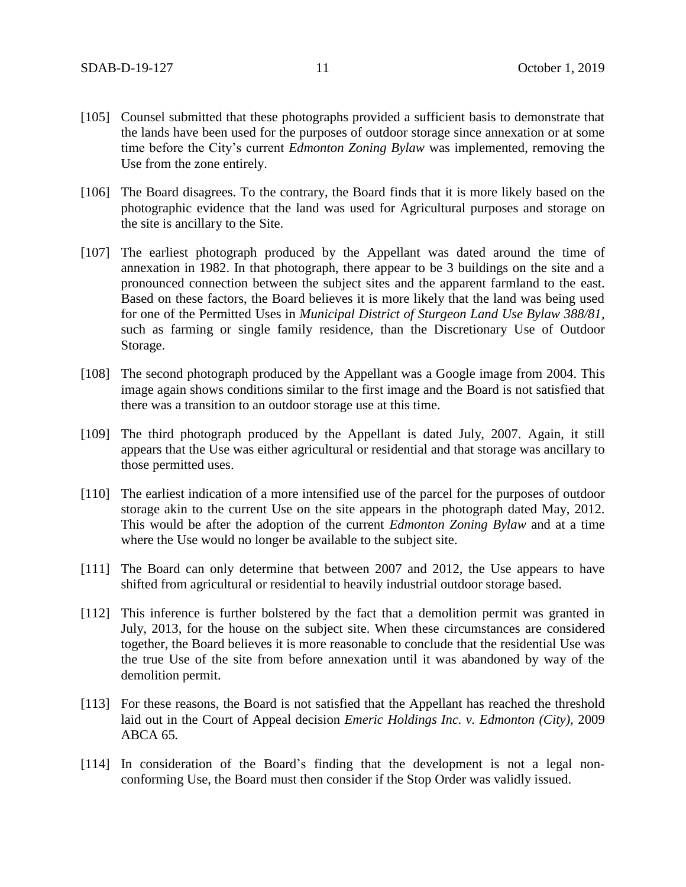[105] Counsel submitted that these photographs provided a sufficient basis to demonstrate that the lands have been used for the purposes of outdoor storage since annexation or at some time before the City's current *Edmonton Zoning Bylaw* was implemented, removing the Use from the zone entirely.

[106] The Board disagrees. To the contrary, the Board finds that it is more likely based on the photographic evidence that the land was used for Agricultural purposes and storage on the site is ancillary to the Site.

[107] The earliest photograph produced by the Appellant was dated around the time of annexation in 1982. In that photograph, there appear to be 3 buildings on the site and a pronounced connection between the subject sites and the apparent farmland to the east. Based on these factors, the Board believes it is more likely that the land was being used for one of the Permitted Uses in *Municipal District of Sturgeon Land Use Bylaw 388/81*, such as farming or single family residence, than the Discretionary Use of Outdoor Storage.

[108] The second photograph produced by the Appellant was a Google image from 2004. This image again shows conditions similar to the first image and the Board is not satisfied that there was a transition to an outdoor storage use at this time.

[109] The third photograph produced by the Appellant is dated July, 2007. Again, it still appears that the Use was either agricultural or residential and that storage was ancillary to those permitted uses.

[110] The earliest indication of a more intensified use of the parcel for the purposes of outdoor storage akin to the current Use on the site appears in the photograph dated May, 2012. This would be after the adoption of the current *Edmonton Zoning Bylaw* and at a time where the Use would no longer be available to the subject site.

[111] The Board can only determine that between 2007 and 2012, the Use appears to have shifted from agricultural or residential to heavily industrial outdoor storage based.

[112] This inference is further bolstered by the fact that a demolition permit was granted in July, 2013, for the house on the subject site. When these circumstances are considered together, the Board believes it is more reasonable to conclude that the residential Use was the true Use of the site from before annexation until it was abandoned by way of the demolition permit.

[113] For these reasons, the Board is not satisfied that the Appellant has reached the threshold laid out in the Court of Appeal decision *Emeric Holdings Inc. v. Edmonton (City)*, 2009 ABCA 65*.*

[114] In consideration of the Board's finding that the development is not a legal non-conforming Use, the Board must then consider if the Stop Order was validly issued.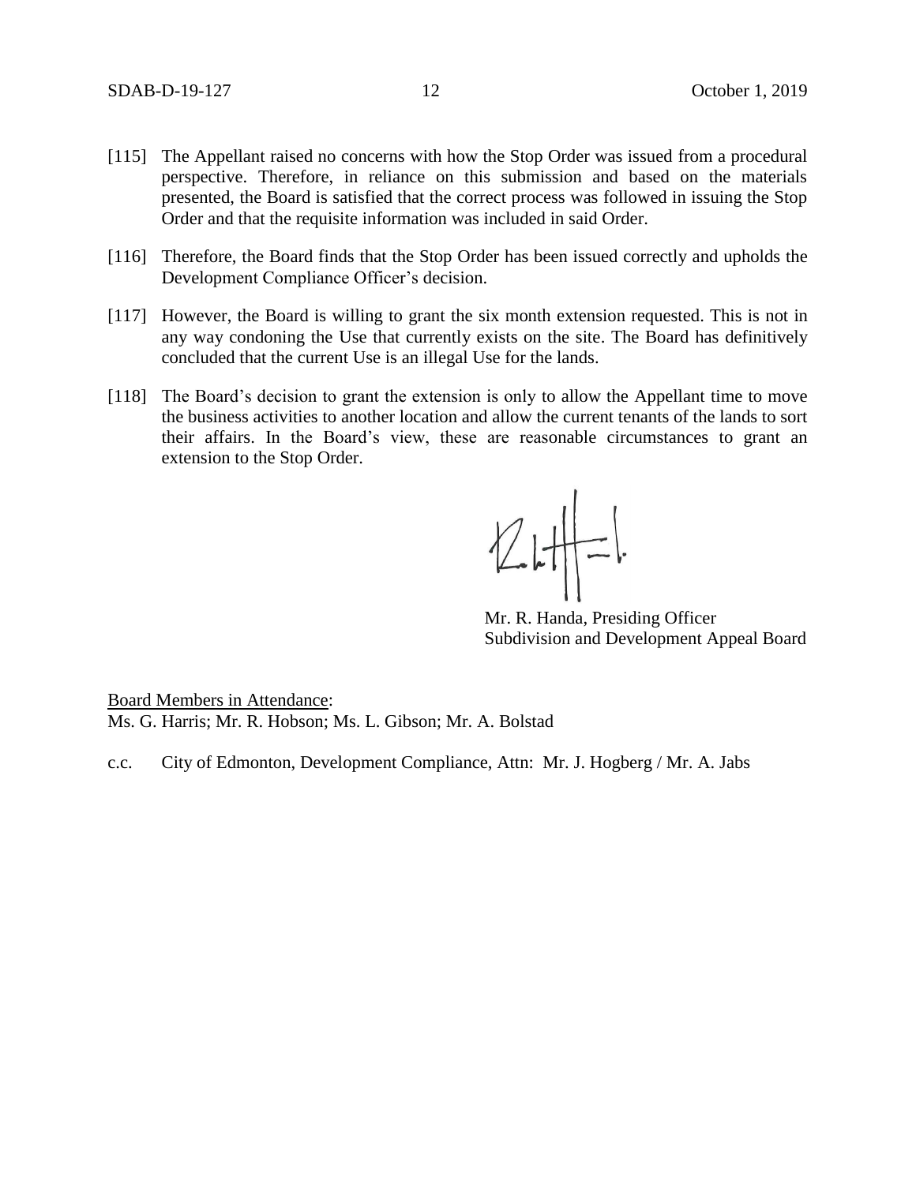[115] The Appellant raised no concerns with how the Stop Order was issued from a procedural perspective. Therefore, in reliance on this submission and based on the materials presented, the Board is satisfied that the correct process was followed in issuing the Stop Order and that the requisite information was included in said Order.

[116] Therefore, the Board finds that the Stop Order has been issued correctly and upholds the Development Compliance Officer's decision.

[117] However, the Board is willing to grant the six month extension requested. This is not in any way condoning the Use that currently exists on the site. The Board has definitively concluded that the current Use is an illegal Use for the lands.

[118] The Board's decision to grant the extension is only to allow the Appellant time to move the business activities to another location and allow the current tenants of the lands to sort their affairs. In the Board's view, these are reasonable circumstances to grant an extension to the Stop Order.

Mr. R. Handa, Presiding Officer
Subdivision and Development Appeal Board

Board Members in Attendance:
Ms. G. Harris; Mr. R. Hobson; Ms. L. Gibson; Mr. A. Bolstad

c.c. City of Edmonton, Development Compliance, Attn: Mr. J. Hogberg / Mr. A. Jabs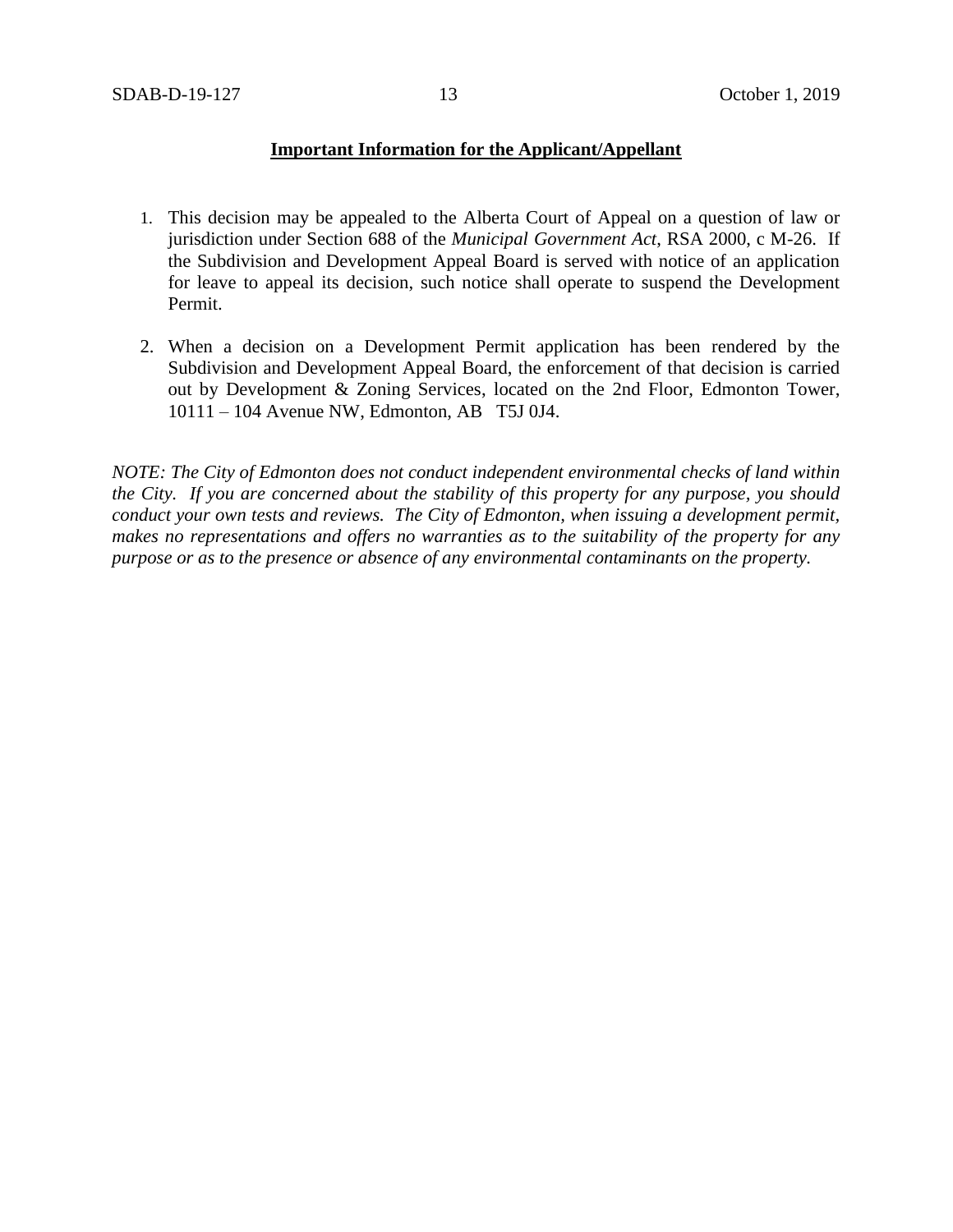**Important Information for the Applicant/Appellant**

1. This decision may be appealed to the Alberta Court of Appeal on a question of law or jurisdiction under Section 688 of the *Municipal Government Act*, RSA 2000, c M-26. If the Subdivision and Development Appeal Board is served with notice of an application for leave to appeal its decision, such notice shall operate to suspend the Development Permit.

2. When a decision on a Development Permit application has been rendered by the Subdivision and Development Appeal Board, the enforcement of that decision is carried out by Development & Zoning Services, located on the 2nd Floor, Edmonton Tower, 10111 – 104 Avenue NW, Edmonton, AB T5J 0J4.

*NOTE: The City of Edmonton does not conduct independent environmental checks of land within the City. If you are concerned about the stability of this property for any purpose, you should conduct your own tests and reviews. The City of Edmonton, when issuing a development permit, makes no representations and offers no warranties as to the suitability of the property for any purpose or as to the presence or absence of any environmental contaminants on the property.*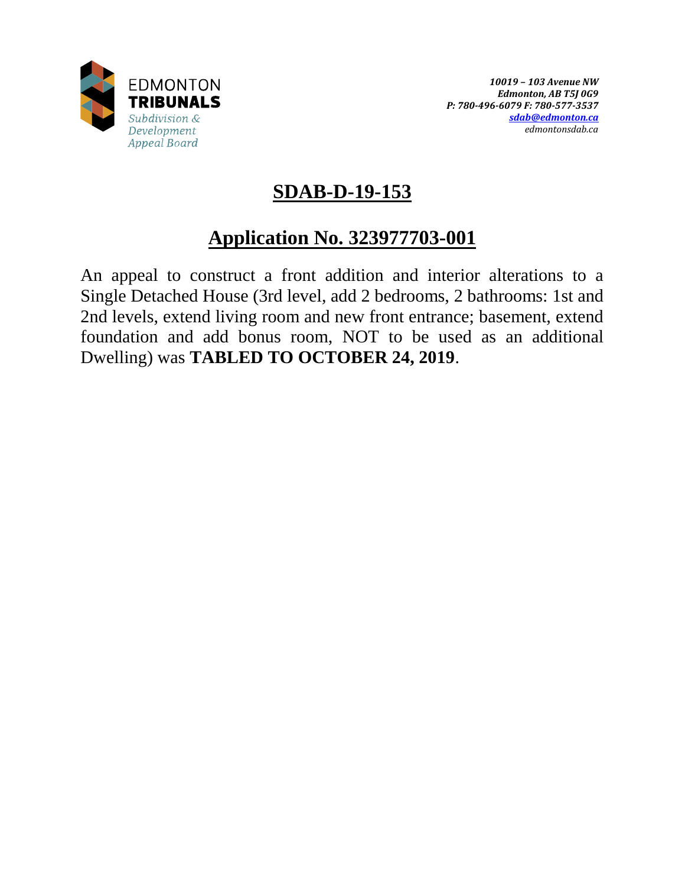EDMONTON
**TRIBUNALS**
*Subdivision & Development Appeal Board*

***10019 – 103 Avenue NW***
***Edmonton, AB T5J 0G9***
***P: 780-496-6079 F: 780-577-3537***
***sdab@edmonton.ca***
*edmontonsdab.ca*

# SDAB-D-19-153

## Application No. 323977703-001

An appeal to construct a front addition and interior alterations to a Single Detached House (3rd level, add 2 bedrooms, 2 bathrooms: 1st and 2nd levels, extend living room and new front entrance; basement, extend foundation and add bonus room, NOT to be used as an additional Dwelling) was **TABLED TO OCTOBER 24, 2019**.